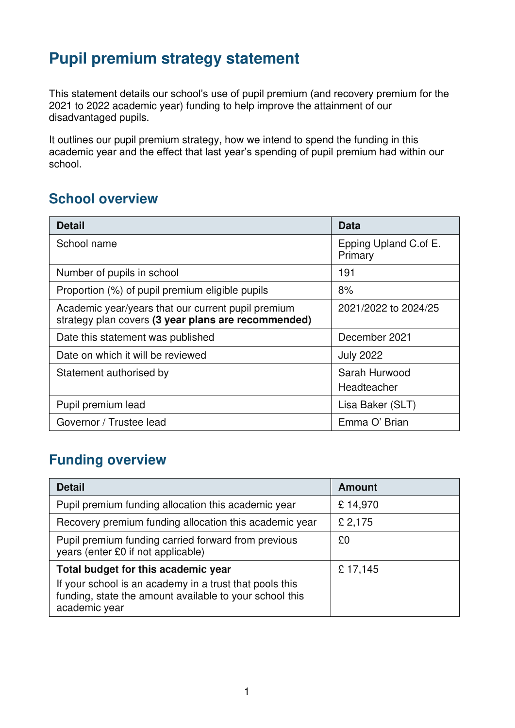# Pupil premium strategy statement

This statement details our school's use of pupil premium (and recovery premium for the 2021 to 2022 academic year) funding to help improve the attainment of our disadvantaged pupils.

It outlines our pupil premium strategy, how we intend to spend the funding in this academic year and the effect that last year's spending of pupil premium had within our school.

## School overview

| Detail | Data |
|---|---|
| School name | Epping Upland C.of E. Primary |
| Number of pupils in school | 191 |
| Proportion (%) of pupil premium eligible pupils | 8% |
| Academic year/years that our current pupil premium strategy plan covers **(3 year plans are recommended)** | 2021/2022 to 2024/25 |
| Date this statement was published | December 2021 |
| Date on which it will be reviewed | July 2022 |
| Statement authorised by | Sarah Hurwood Headteacher |
| Pupil premium lead | Lisa Baker (SLT) |
| Governor / Trustee lead | Emma O' Brian |

## Funding overview

| Detail | Amount |
|---|---|
| Pupil premium funding allocation this academic year | £ 14,970 |
| Recovery premium funding allocation this academic year | £ 2,175 |
| Pupil premium funding carried forward from previous years (enter £0 if not applicable) | £0 |
| **Total budget for this academic year** If your school is an academy in a trust that pools this funding, state the amount available to your school this academic year | £ 17,145 |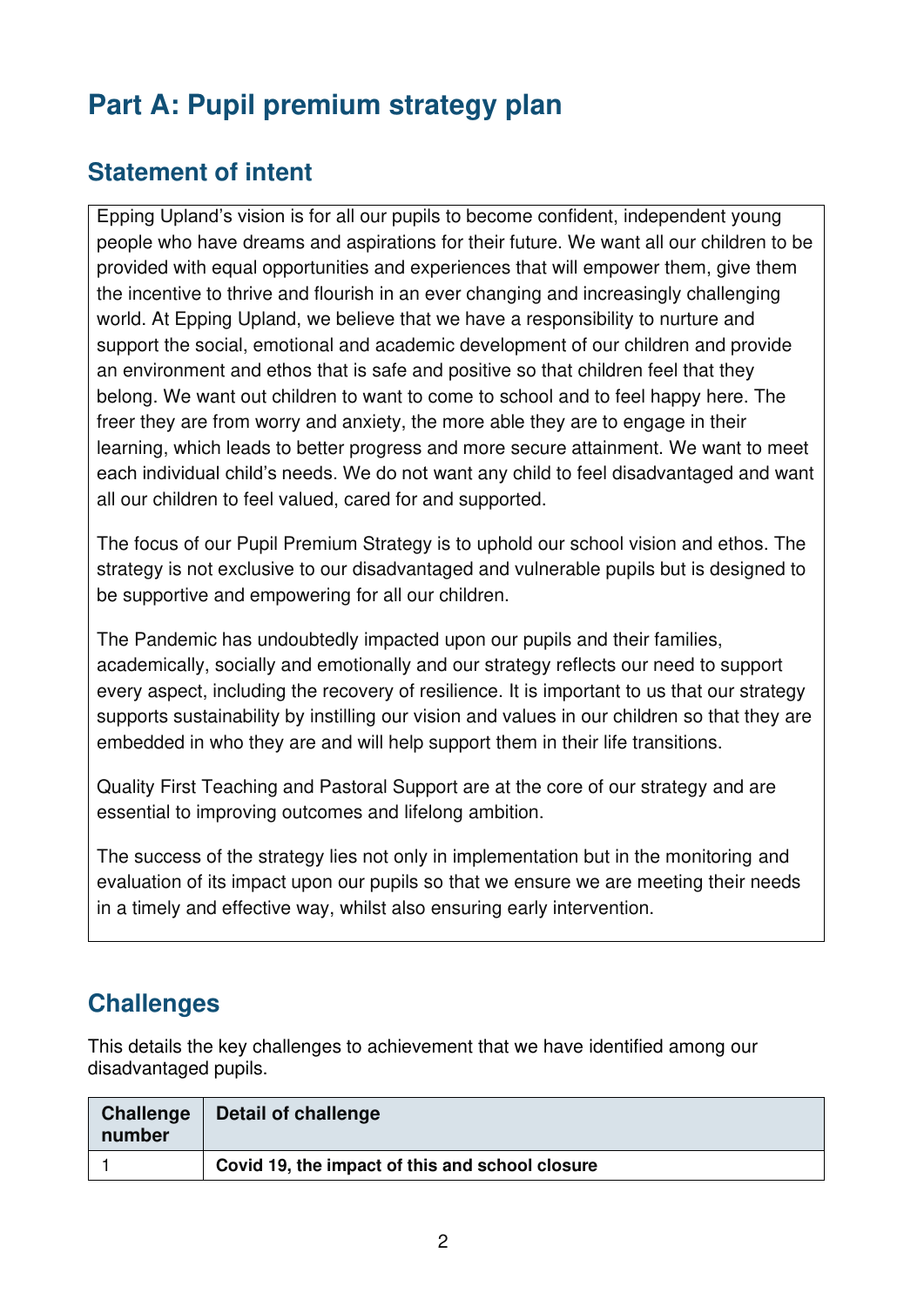# Part A: Pupil premium strategy plan

## Statement of intent

Epping Upland's vision is for all our pupils to become confident, independent young people who have dreams and aspirations for their future. We want all our children to be provided with equal opportunities and experiences that will empower them, give them the incentive to thrive and flourish in an ever changing and increasingly challenging world. At Epping Upland, we believe that we have a responsibility to nurture and support the social, emotional and academic development of our children and provide an environment and ethos that is safe and positive so that children feel that they belong. We want out children to want to come to school and to feel happy here. The freer they are from worry and anxiety, the more able they are to engage in their learning, which leads to better progress and more secure attainment. We want to meet each individual child's needs. We do not want any child to feel disadvantaged and want all our children to feel valued, cared for and supported.

The focus of our Pupil Premium Strategy is to uphold our school vision and ethos. The strategy is not exclusive to our disadvantaged and vulnerable pupils but is designed to be supportive and empowering for all our children.

The Pandemic has undoubtedly impacted upon our pupils and their families, academically, socially and emotionally and our strategy reflects our need to support every aspect, including the recovery of resilience. It is important to us that our strategy supports sustainability by instilling our vision and values in our children so that they are embedded in who they are and will help support them in their life transitions.

Quality First Teaching and Pastoral Support are at the core of our strategy and are essential to improving outcomes and lifelong ambition.

The success of the strategy lies not only in implementation but in the monitoring and evaluation of its impact upon our pupils so that we ensure we are meeting their needs in a timely and effective way, whilst also ensuring early intervention.

## Challenges

This details the key challenges to achievement that we have identified among our disadvantaged pupils.

| Challenge number | Detail of challenge |
|---|---|
| 1 | **Covid 19, the impact of this and school closure** |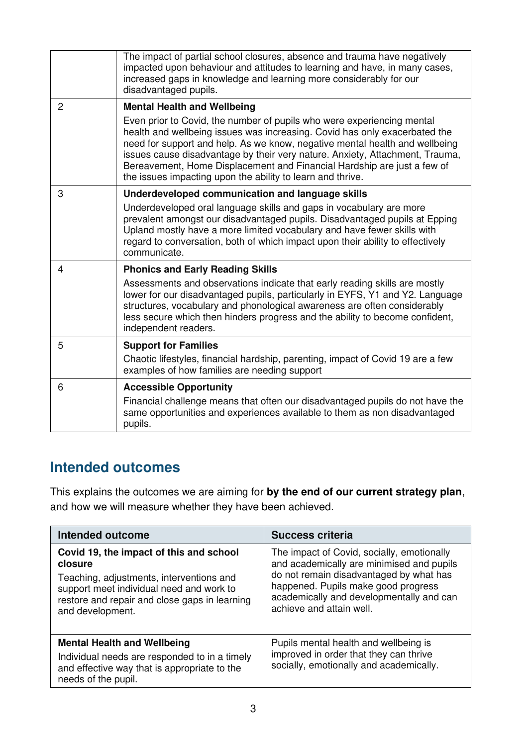| | |
|---|---|
| | The impact of partial school closures, absence and trauma have negatively impacted upon behaviour and attitudes to learning and have, in many cases, increased gaps in knowledge and learning more considerably for our disadvantaged pupils. |
| 2 | **Mental Health and Wellbeing**<br>Even prior to Covid, the number of pupils who were experiencing mental health and wellbeing issues was increasing. Covid has only exacerbated the need for support and help. As we know, negative mental health and wellbeing issues cause disadvantage by their very nature. Anxiety, Attachment, Trauma, Bereavement, Home Displacement and Financial Hardship are just a few of the issues impacting upon the ability to learn and thrive. |
| 3 | **Underdeveloped communication and language skills**<br>Underdeveloped oral language skills and gaps in vocabulary are more prevalent amongst our disadvantaged pupils. Disadvantaged pupils at Epping Upland mostly have a more limited vocabulary and have fewer skills with regard to conversation, both of which impact upon their ability to effectively communicate. |
| 4 | **Phonics and Early Reading Skills**<br>Assessments and observations indicate that early reading skills are mostly lower for our disadvantaged pupils, particularly in EYFS, Y1 and Y2. Language structures, vocabulary and phonological awareness are often considerably less secure which then hinders progress and the ability to become confident, independent readers. |
| 5 | **Support for Families**<br>Chaotic lifestyles, financial hardship, parenting, impact of Covid 19 are a few examples of how families are needing support |
| 6 | **Accessible Opportunity**<br>Financial challenge means that often our disadvantaged pupils do not have the same opportunities and experiences available to them as non disadvantaged pupils. |

## Intended outcomes

This explains the outcomes we are aiming for **by the end of our current strategy plan**, and how we will measure whether they have been achieved.

| Intended outcome | Success criteria |
|---|---|
| **Covid 19, the impact of this and school closure**<br>Teaching, adjustments, interventions and support meet individual need and work to restore and repair and close gaps in learning and development. | The impact of Covid, socially, emotionally and academically are minimised and pupils do not remain disadvantaged by what has happened. Pupils make good progress academically and developmentally and can achieve and attain well. |
| **Mental Health and Wellbeing**<br>Individual needs are responded to in a timely and effective way that is appropriate to the needs of the pupil. | Pupils mental health and wellbeing is improved in order that they can thrive socially, emotionally and academically. |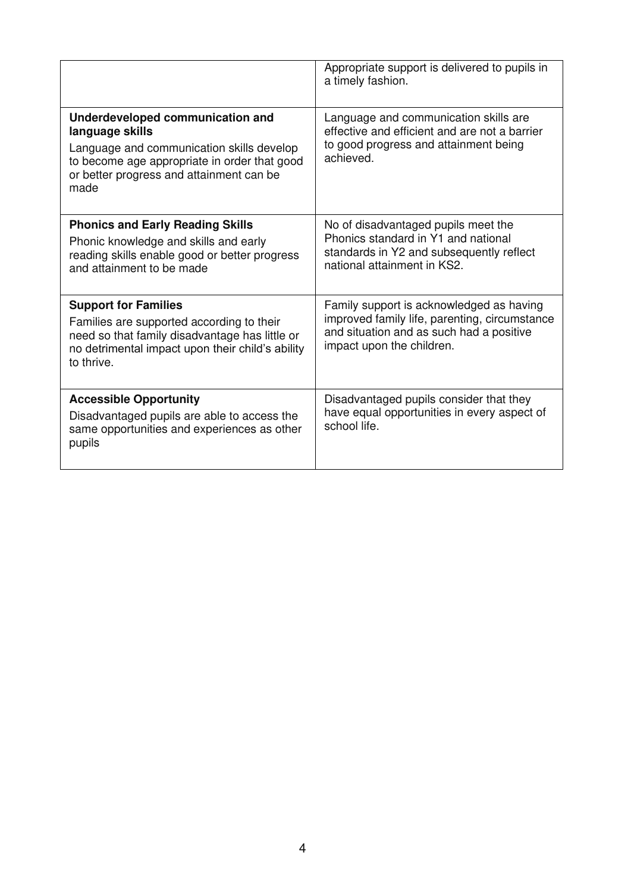| | |
|---|---|
| | Appropriate support is delivered to pupils in a timely fashion. |
| **Underdeveloped communication and language skills**<br>Language and communication skills develop to become age appropriate in order that good or better progress and attainment can be made | Language and communication skills are effective and efficient and are not a barrier to good progress and attainment being achieved. |
| **Phonics and Early Reading Skills**<br>Phonic knowledge and skills and early reading skills enable good or better progress and attainment to be made | No of disadvantaged pupils meet the Phonics standard in Y1 and national standards in Y2 and subsequently reflect national attainment in KS2. |
| **Support for Families**<br>Families are supported according to their need so that family disadvantage has little or no detrimental impact upon their child's ability to thrive. | Family support is acknowledged as having improved family life, parenting, circumstance and situation and as such had a positive impact upon the children. |
| **Accessible Opportunity**<br>Disadvantaged pupils are able to access the same opportunities and experiences as other pupils | Disadvantaged pupils consider that they have equal opportunities in every aspect of school life. |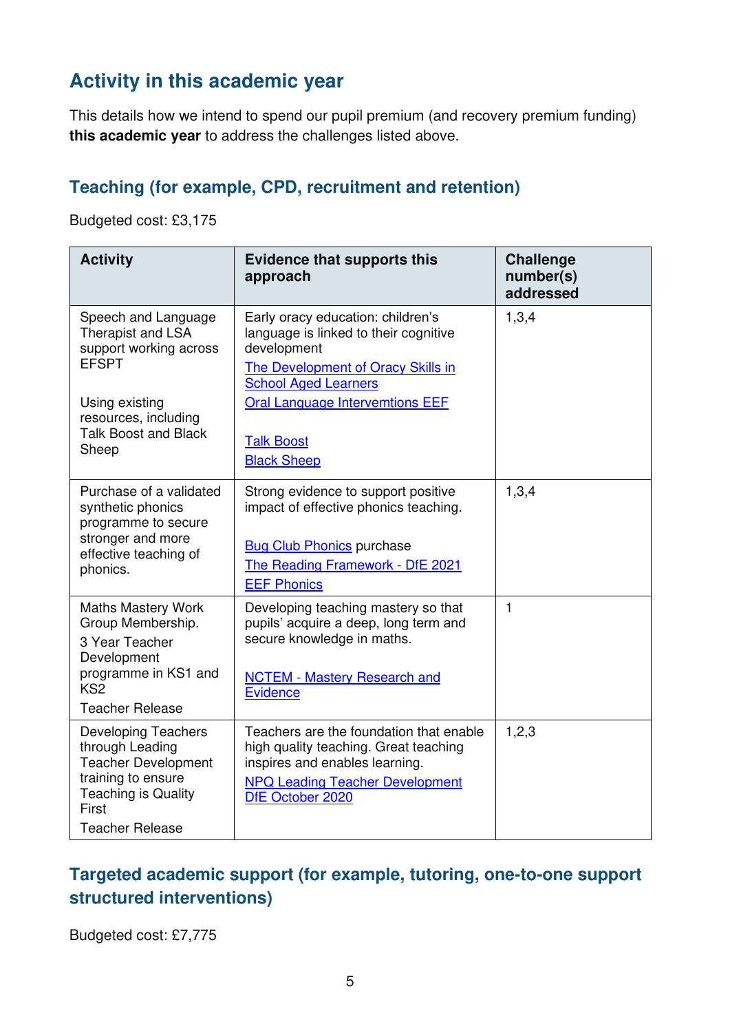## Activity in this academic year

This details how we intend to spend our pupil premium (and recovery premium funding) **this academic year** to address the challenges listed above.

### Teaching (for example, CPD, recruitment and retention)

Budgeted cost: £3,175

| Activity | Evidence that supports this approach | Challenge number(s) addressed |
|---|---|---|
| Speech and Language Therapist and LSA support working across EFSPT<br><br>Using existing resources, including Talk Boost and Black Sheep | Early oracy education: children's language is linked to their cognitive development<br>[The Development of Oracy Skills in School Aged Learners]<br>[Oral Language Intervemtions EEF]<br><br>[Talk Boost]<br>[Black Sheep] | 1,3,4 |
| Purchase of a validated synthetic phonics programme to secure stronger and more effective teaching of phonics. | Strong evidence to support positive impact of effective phonics teaching.<br><br>[Bug Club Phonics] purchase<br>[The Reading Framework - DfE 2021]<br>[EEF Phonics] | 1,3,4 |
| Maths Mastery Work Group Membership.<br>3 Year Teacher Development programme in KS1 and KS2<br>Teacher Release | Developing teaching mastery so that pupils' acquire a deep, long term and secure knowledge in maths.<br><br>[NCTEM - Mastery Research and Evidence] | 1 |
| Developing Teachers through Leading Teacher Development training to ensure Teaching is Quality First<br>Teacher Release | Teachers are the foundation that enable high quality teaching. Great teaching inspires and enables learning.<br>[NPQ Leading Teacher Development DfE October 2020] | 1,2,3 |

### Targeted academic support (for example, tutoring, one-to-one support structured interventions)

Budgeted cost: £7,775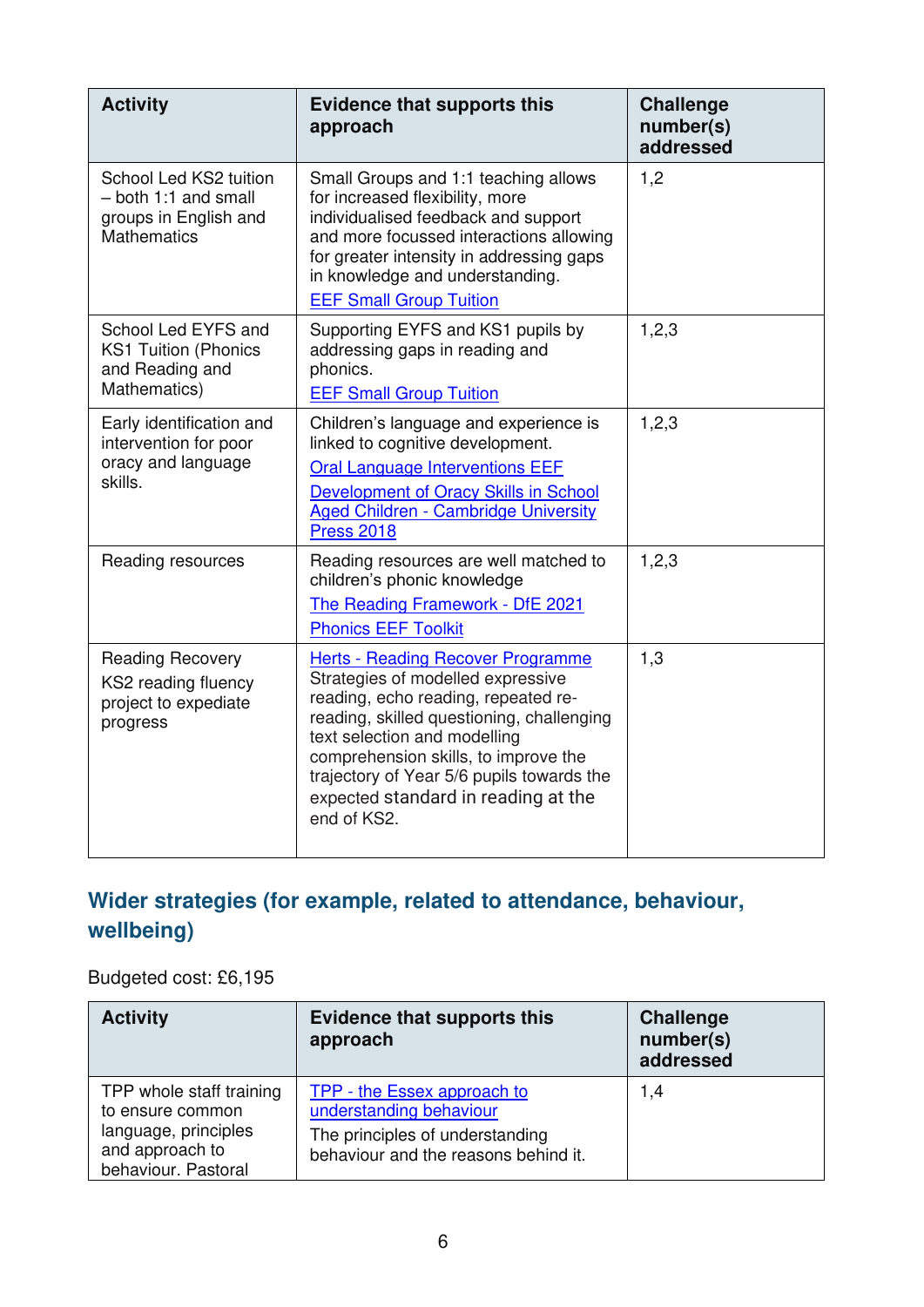| Activity | Evidence that supports this approach | Challenge number(s) addressed |
|---|---|---|
| School Led KS2 tuition – both 1:1 and small groups in English and Mathematics | Small Groups and 1:1 teaching allows for increased flexibility, more individualised feedback and support and more focussed interactions allowing for greater intensity in addressing gaps in knowledge and understanding. EEF Small Group Tuition | 1,2 |
| School Led EYFS and KS1 Tuition (Phonics and Reading and Mathematics) | Supporting EYFS and KS1 pupils by addressing gaps in reading and phonics. EEF Small Group Tuition | 1,2,3 |
| Early identification and intervention for poor oracy and language skills. | Children's language and experience is linked to cognitive development. Oral Language Interventions EEF Development of Oracy Skills in School Aged Children - Cambridge University Press 2018 | 1,2,3 |
| Reading resources | Reading resources are well matched to children's phonic knowledge The Reading Framework - DfE 2021 Phonics EEF Toolkit | 1,2,3 |
| Reading Recovery KS2 reading fluency project to expediate progress | Herts - Reading Recover Programme Strategies of modelled expressive reading, echo reading, repeated re-reading, skilled questioning, challenging text selection and modelling comprehension skills, to improve the trajectory of Year 5/6 pupils towards the expected standard in reading at the end of KS2. | 1,3 |

## Wider strategies (for example, related to attendance, behaviour, wellbeing)

Budgeted cost: £6,195

| Activity | Evidence that supports this approach | Challenge number(s) addressed |
|---|---|---|
| TPP whole staff training to ensure common language, principles and approach to behaviour. Pastoral | TPP - the Essex approach to understanding behaviour The principles of understanding behaviour and the reasons behind it. | 1,4 |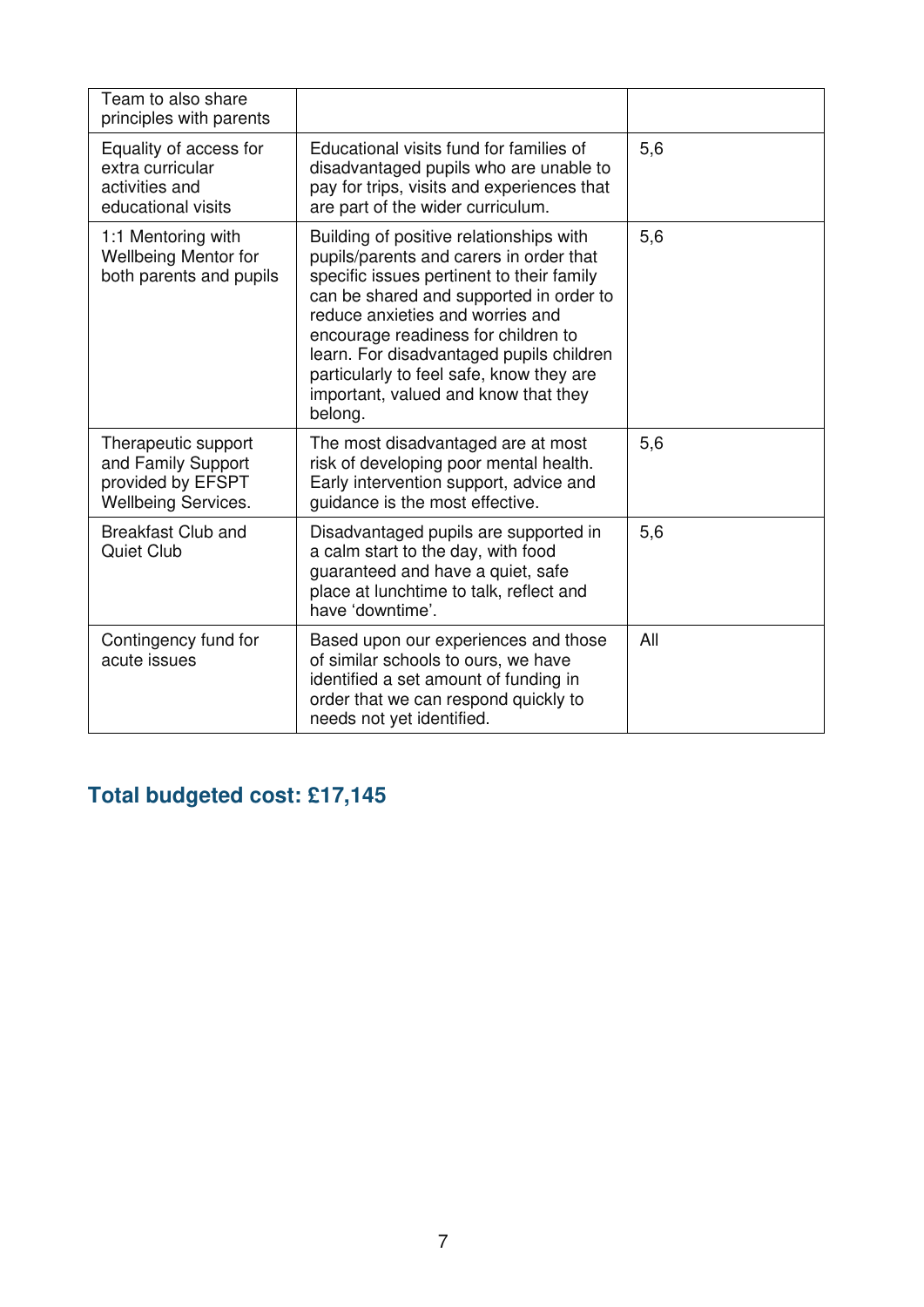| | | |
|---|---|---|
| Team to also share principles with parents | | |
| Equality of access for extra curricular activities and educational visits | Educational visits fund for families of disadvantaged pupils who are unable to pay for trips, visits and experiences that are part of the wider curriculum. | 5,6 |
| 1:1 Mentoring with Wellbeing Mentor for both parents and pupils | Building of positive relationships with pupils/parents and carers in order that specific issues pertinent to their family can be shared and supported in order to reduce anxieties and worries and encourage readiness for children to learn. For disadvantaged pupils children particularly to feel safe, know they are important, valued and know that they belong. | 5,6 |
| Therapeutic support and Family Support provided by EFSPT Wellbeing Services. | The most disadvantaged are at most risk of developing poor mental health. Early intervention support, advice and guidance is the most effective. | 5,6 |
| Breakfast Club and Quiet Club | Disadvantaged pupils are supported in a calm start to the day, with food guaranteed and have a quiet, safe place at lunchtime to talk, reflect and have 'downtime'. | 5,6 |
| Contingency fund for acute issues | Based upon our experiences and those of similar schools to ours, we have identified a set amount of funding in order that we can respond quickly to needs not yet identified. | All |

## Total budgeted cost: £17,145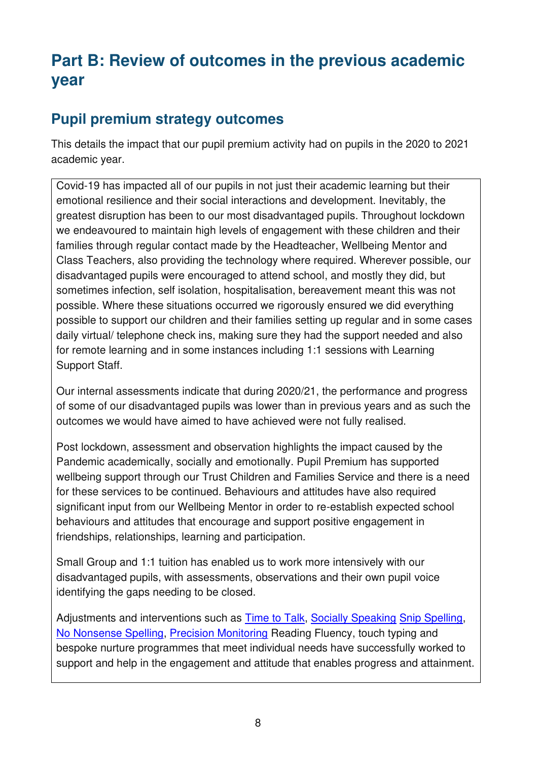# Part B: Review of outcomes in the previous academic year

## Pupil premium strategy outcomes

This details the impact that our pupil premium activity had on pupils in the 2020 to 2021 academic year.

Covid-19 has impacted all of our pupils in not just their academic learning but their emotional resilience and their social interactions and development. Inevitably, the greatest disruption has been to our most disadvantaged pupils. Throughout lockdown we endeavoured to maintain high levels of engagement with these children and their families through regular contact made by the Headteacher, Wellbeing Mentor and Class Teachers, also providing the technology where required. Wherever possible, our disadvantaged pupils were encouraged to attend school, and mostly they did, but sometimes infection, self isolation, hospitalisation, bereavement meant this was not possible. Where these situations occurred we rigorously ensured we did everything possible to support our children and their families setting up regular and in some cases daily virtual/ telephone check ins, making sure they had the support needed and also for remote learning and in some instances including 1:1 sessions with Learning Support Staff.

Our internal assessments indicate that during 2020/21, the performance and progress of some of our disadvantaged pupils was lower than in previous years and as such the outcomes we would have aimed to have achieved were not fully realised.

Post lockdown, assessment and observation highlights the impact caused by the Pandemic academically, socially and emotionally. Pupil Premium has supported wellbeing support through our Trust Children and Families Service and there is a need for these services to be continued. Behaviours and attitudes have also required significant input from our Wellbeing Mentor in order to re-establish expected school behaviours and attitudes that encourage and support positive engagement in friendships, relationships, learning and participation.

Small Group and 1:1 tuition has enabled us to work more intensively with our disadvantaged pupils, with assessments, observations and their own pupil voice identifying the gaps needing to be closed.

Adjustments and interventions such as Time to Talk, Socially Speaking Snip Spelling, No Nonsense Spelling, Precision Monitoring Reading Fluency, touch typing and bespoke nurture programmes that meet individual needs have successfully worked to support and help in the engagement and attitude that enables progress and attainment.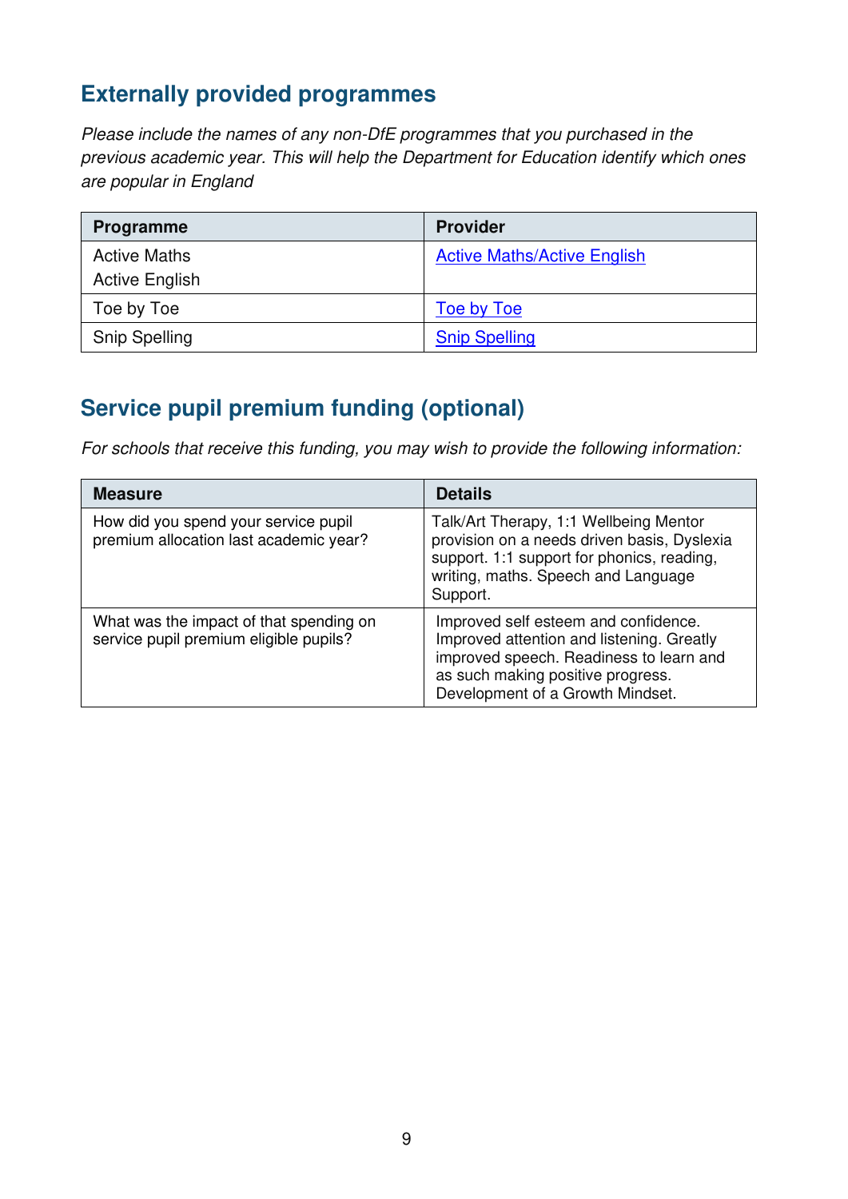## Externally provided programmes

*Please include the names of any non-DfE programmes that you purchased in the previous academic year. This will help the Department for Education identify which ones are popular in England*

| Programme | Provider |
| --- | --- |
| Active Maths<br>Active English | Active Maths/Active English |
| Toe by Toe | Toe by Toe |
| Snip Spelling | Snip Spelling |

## Service pupil premium funding (optional)

*For schools that receive this funding, you may wish to provide the following information:*

| Measure | Details |
| --- | --- |
| How did you spend your service pupil premium allocation last academic year? | Talk/Art Therapy, 1:1 Wellbeing Mentor provision on a needs driven basis, Dyslexia support. 1:1 support for phonics, reading, writing, maths. Speech and Language Support. |
| What was the impact of that spending on service pupil premium eligible pupils? | Improved self esteem and confidence. Improved attention and listening. Greatly improved speech. Readiness to learn and as such making positive progress. Development of a Growth Mindset. |